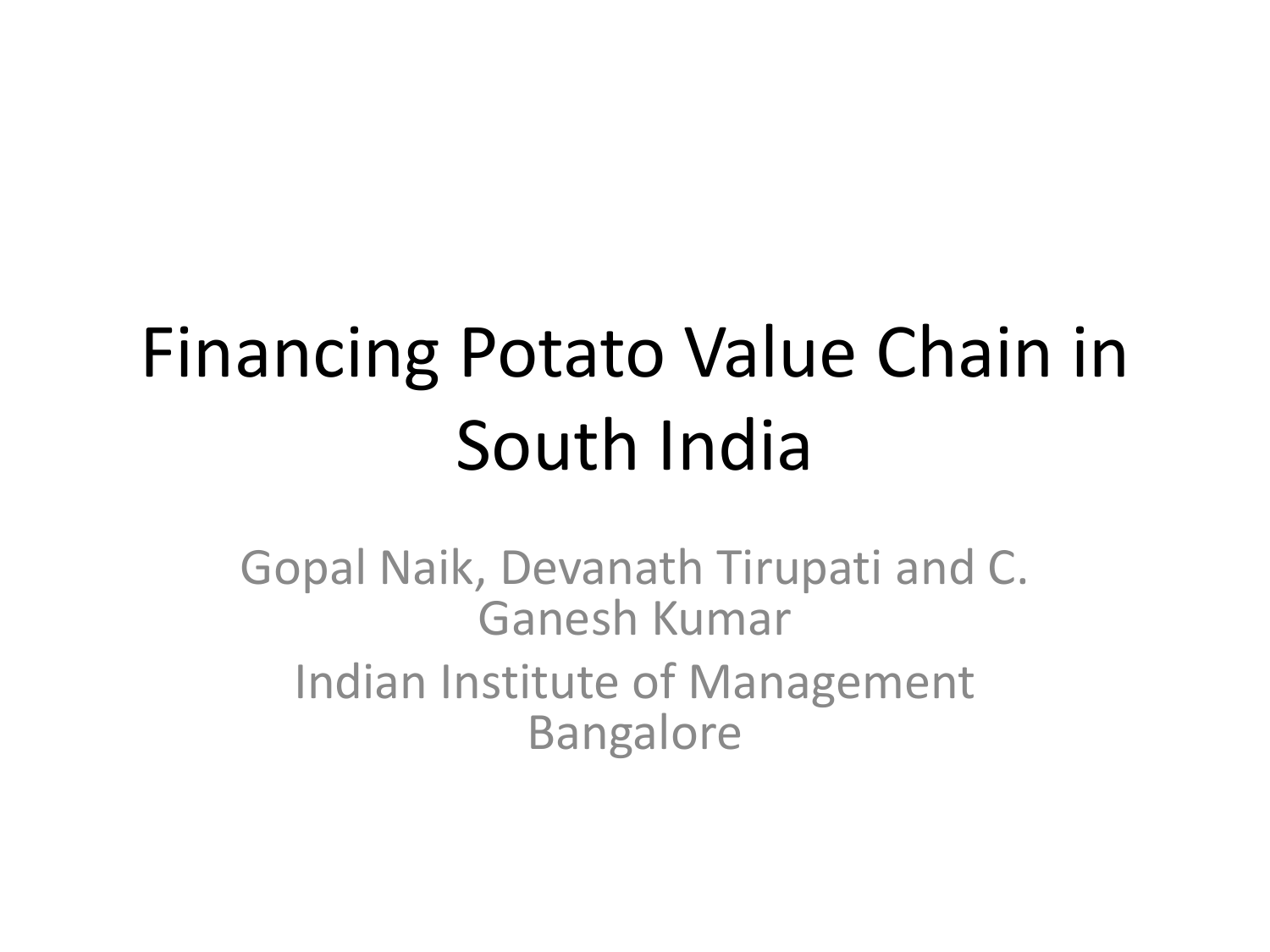# Financing Potato Value Chain in South India

Gopal Naik, Devanath Tirupati and C. Ganesh Kumar

Indian Institute of Management Bangalore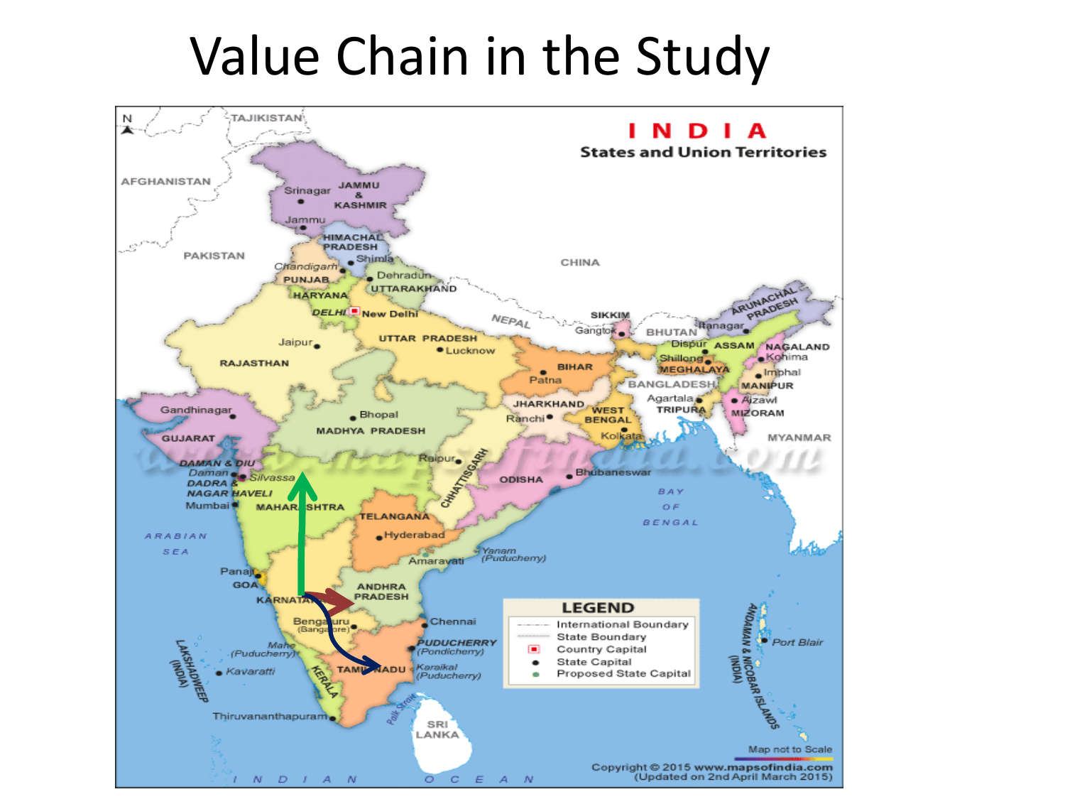# Value Chain in the Study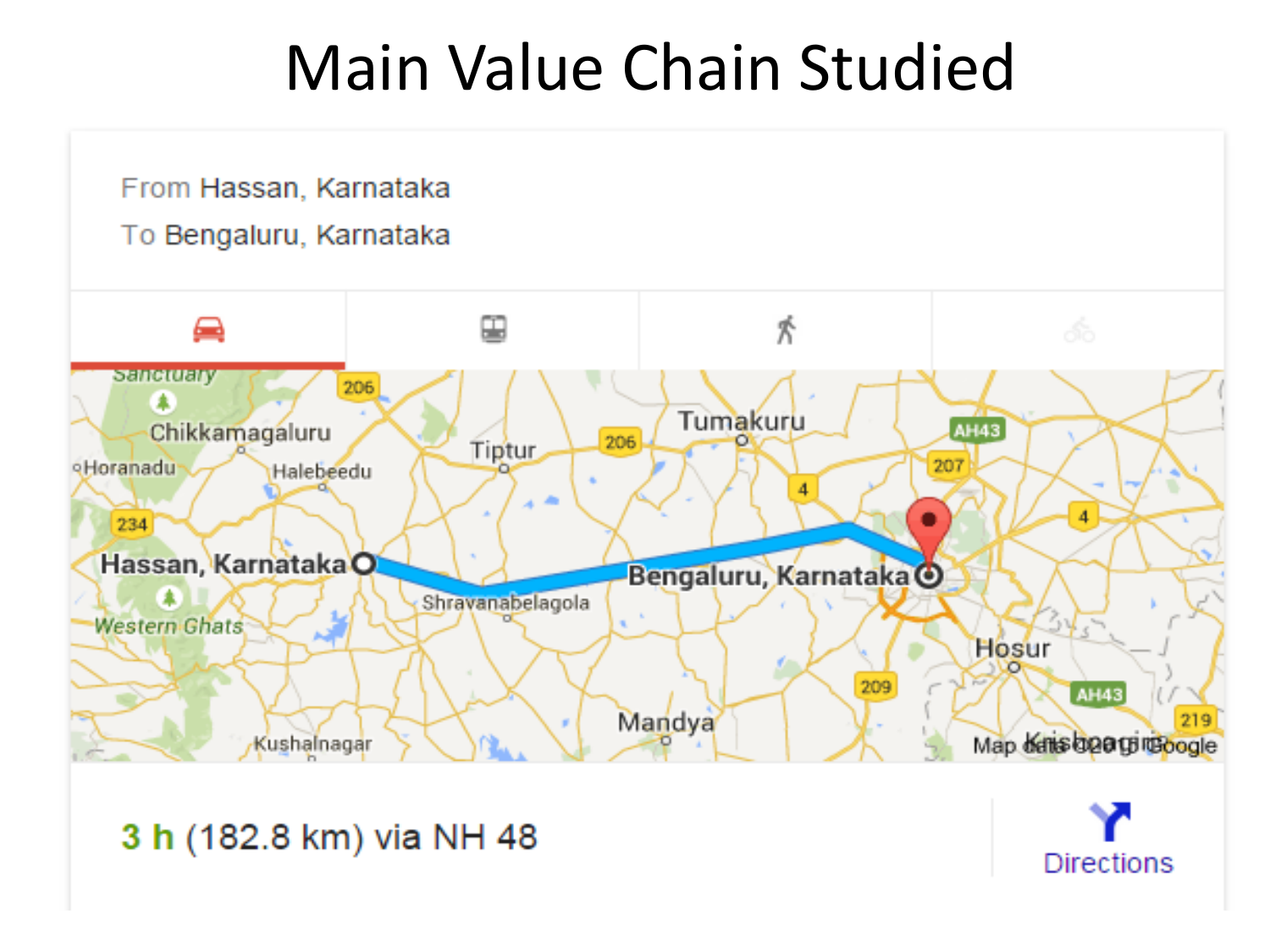# Main Value Chain Studied

From Hassan, Karnataka

To Bengaluru, Karnataka

Hassan, Karnataka

Bengaluru, Karnataka

Chikkamagaluru

Horanadu

Halebeedu

Tiptur

Tumakuru

Shravanabelagola

Western Ghats

Kushalnagar

Mandya

Hosur

Krishnagiri

206

206

234

4

4

207

209

219

AH43

AH43

Map data ©2015 Google

3 h (182.8 km) via NH 48

Directions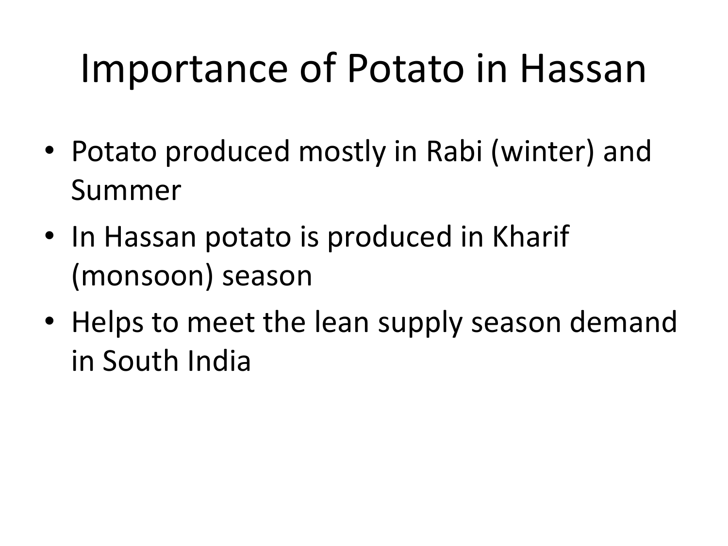# Importance of Potato in Hassan

- Potato produced mostly in Rabi (winter) and Summer
- In Hassan potato is produced in Kharif (monsoon) season
- Helps to meet the lean supply season demand in South India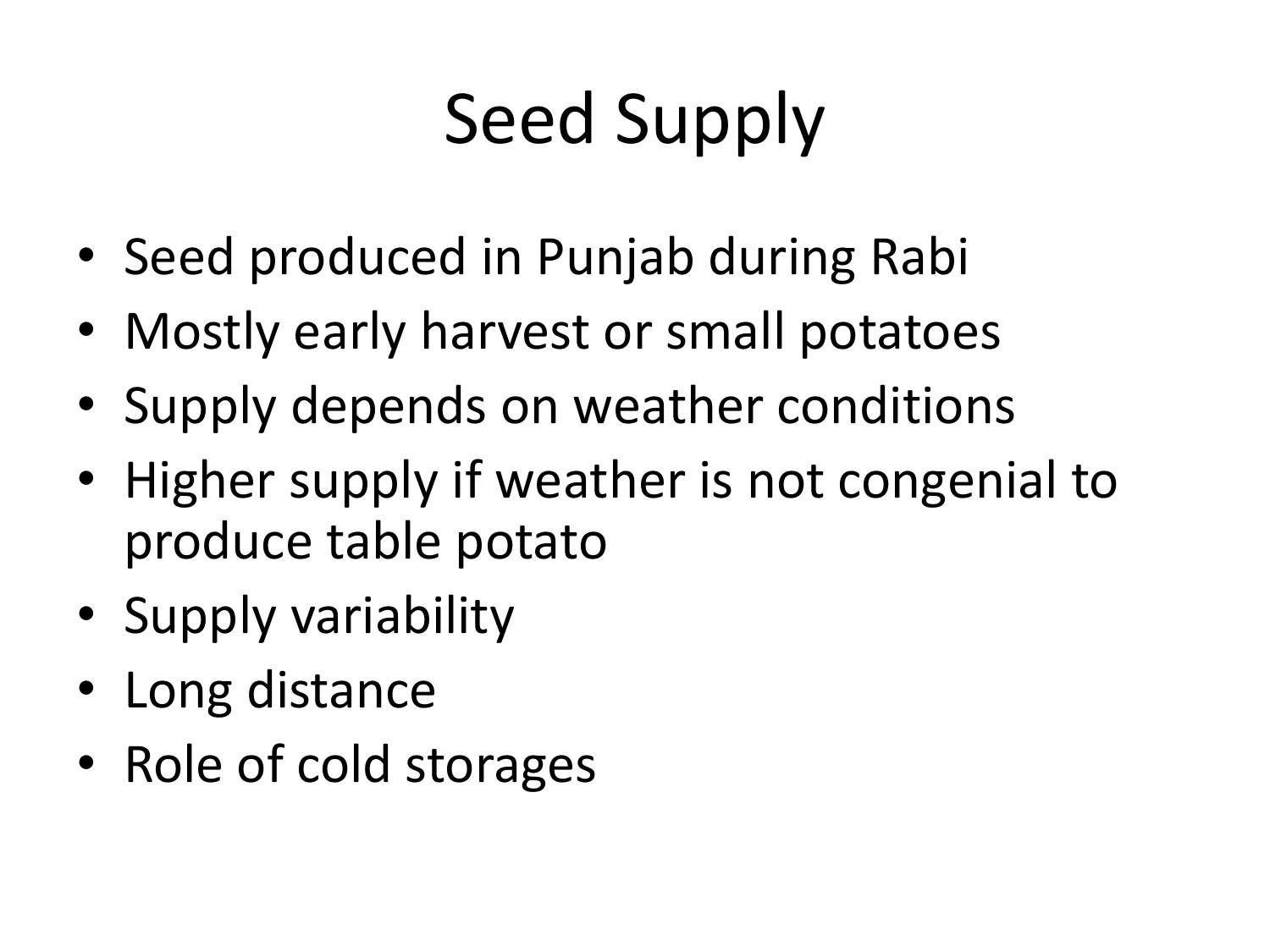# Seed Supply

- Seed produced in Punjab during Rabi
- Mostly early harvest or small potatoes
- Supply depends on weather conditions
- Higher supply if weather is not congenial to produce table potato
- Supply variability
- Long distance
- Role of cold storages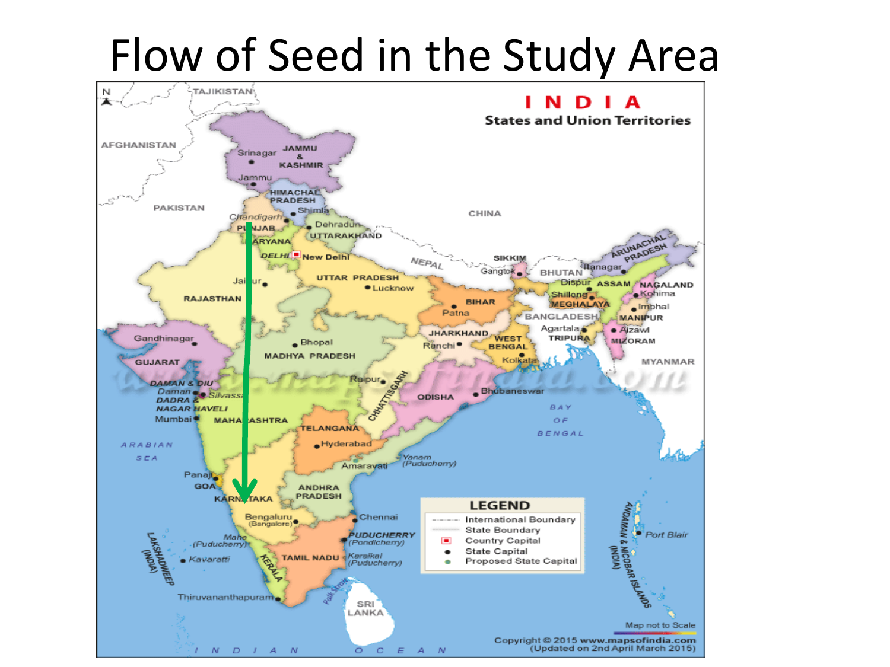# Flow of Seed in the Study Area

INDIA
States and Union Territories

TAJIKISTAN
AFGHANISTAN
PAKISTAN
CHINA
NEPAL
BHUTAN
BANGLADESH
MYANMAR
SRI LANKA

JAMMU & KASHMIR
Srinagar
Jammu
HIMACHAL PRADESH
Shimla
Chandigarh
PUNJAB
HARYANA
Dehradun
UTTARAKHAND
DELHI
New Delhi
UTTAR PRADESH
Lucknow
Jaipur
RAJASTHAN
BIHAR
Patna
SIKKIM
Gangtok
Itanagar
ARUNACHAL PRADESH
Dispur
ASSAM
NAGALAND
Kohima
Shillong
MEGHALAYA
Imphal
MANIPUR
Agartala
TRIPURA
Aizawl
MIZORAM
Gandhinagar
GUJARAT
Bhopal
MADHYA PRADESH
JHARKHAND
Ranchi
WEST BENGAL
Kolkata
DAMAN & DIU
Daman
Silvassa
DADRA & NAGAR HAVELI
Raipur
CHHATTISGARH
ODISHA
Bhubaneswar
Mumbai
MAHARASHTRA
TELANGANA
Hyderabad
ARABIAN SEA
BAY OF BENGAL
Yanam (Puducherry)
Amaravati
Panaji
GOA
KARNATAKA
ANDHRA PRADESH
Chennai
Bengaluru (Bangalore)
Mahe (Puducherry)
PUDUCHERRY (Pondicherry)
Karaikal (Puducherry)
LAKSHADWEEP (INDIA)
Kavaratti
TAMIL NADU
KERALA
Thiruvananthapuram
Palk Strait
ANDAMAN & NICOBAR ISLANDS (INDIA)
Port Blair
INDIAN OCEAN

LEGEND
International Boundary
State Boundary
Country Capital
State Capital
Proposed State Capital

Map not to Scale
Copyright © 2015 www.mapsofindia.com
(Updated on 2nd April March 2015)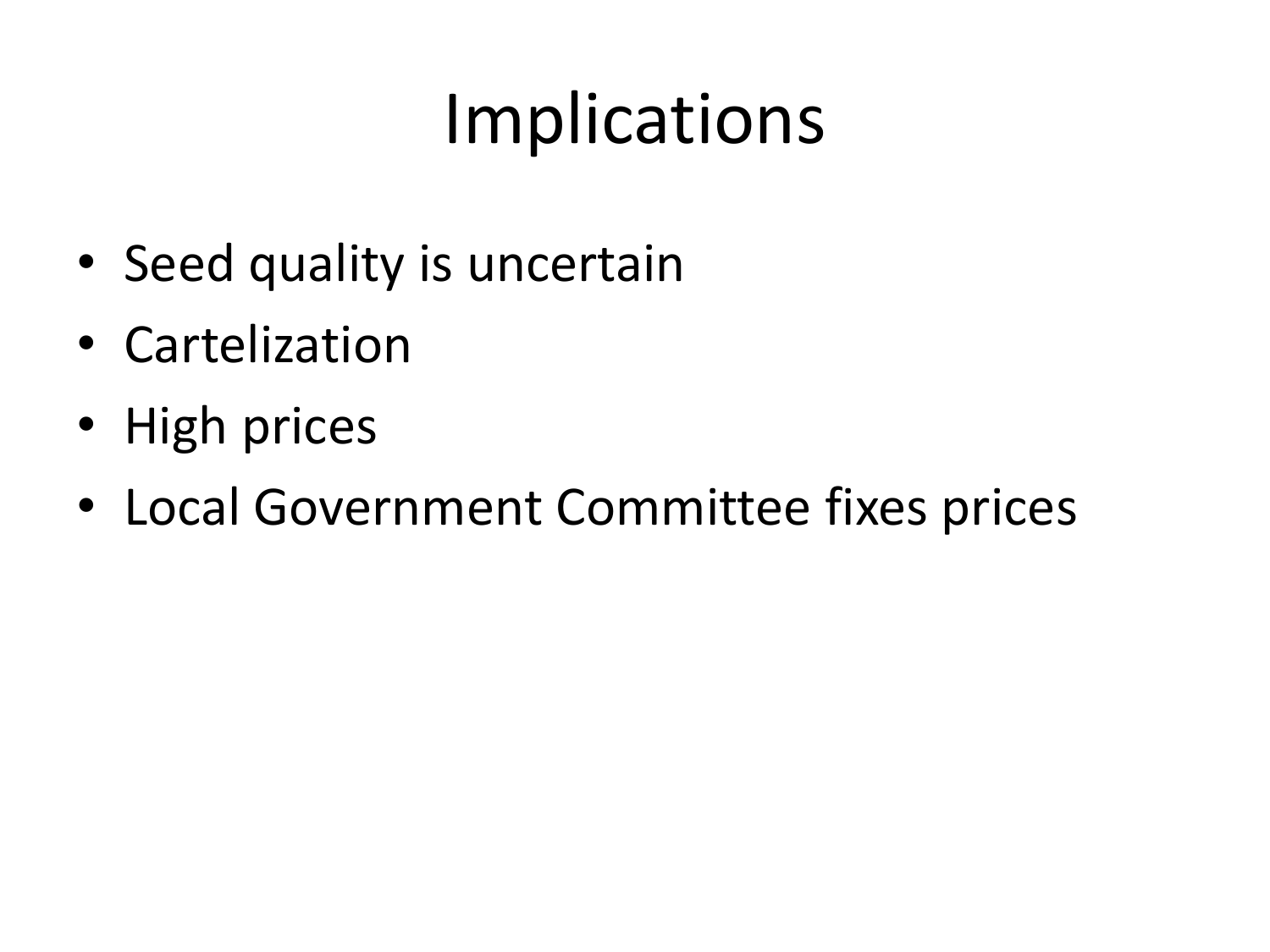# Implications

- Seed quality is uncertain
- Cartelization
- High prices
- Local Government Committee fixes prices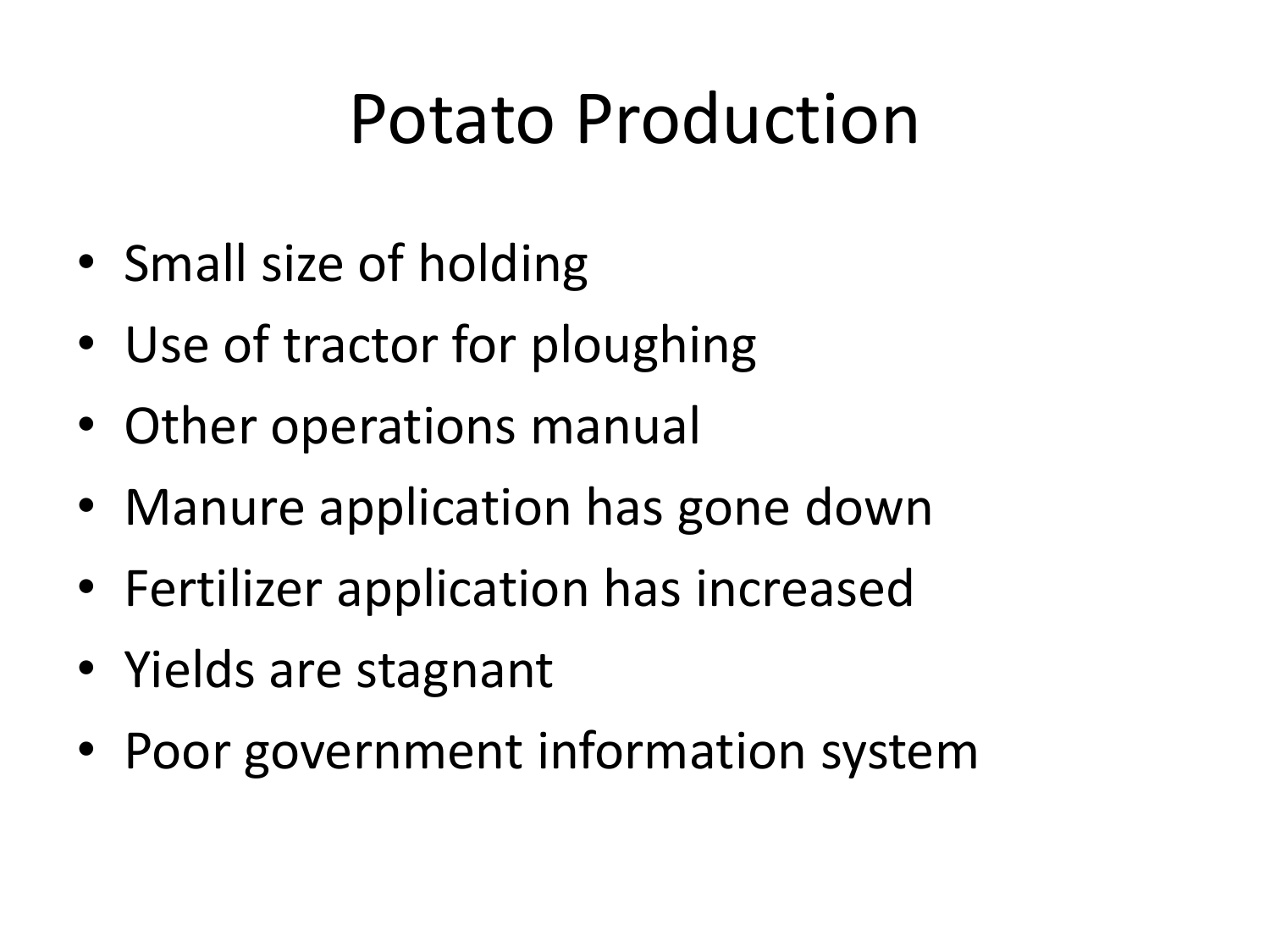# Potato Production

- Small size of holding
- Use of tractor for ploughing
- Other operations manual
- Manure application has gone down
- Fertilizer application has increased
- Yields are stagnant
- Poor government information system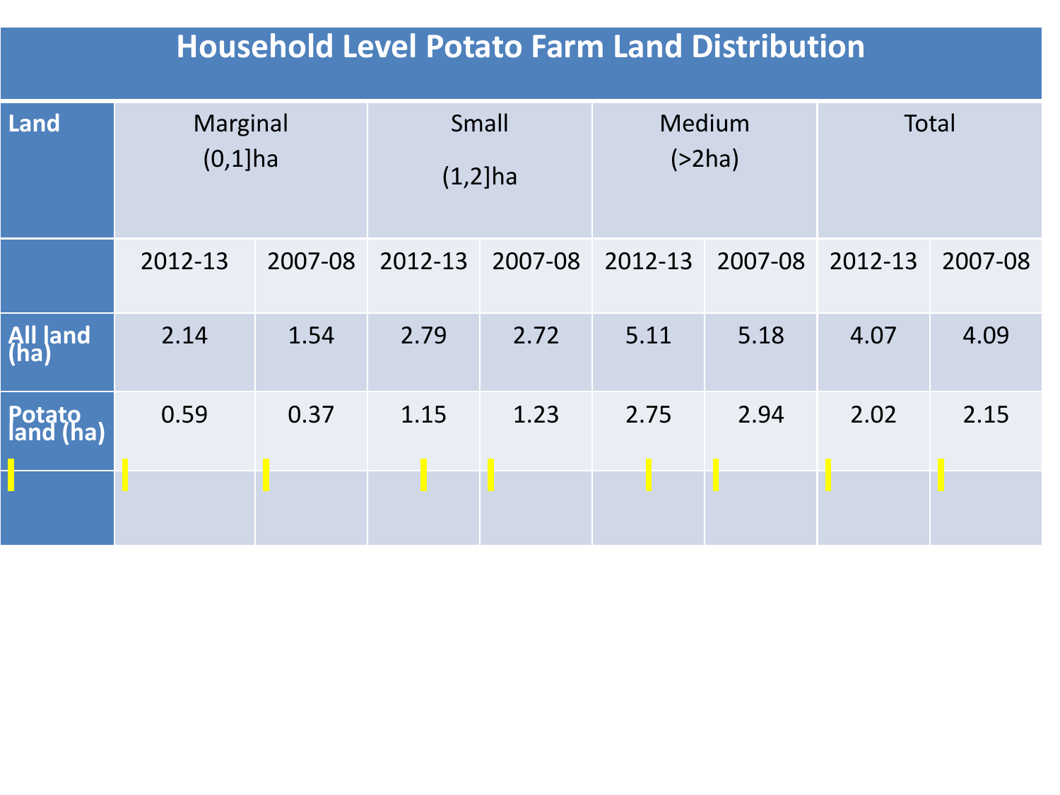# Household Level Potato Farm Land Distribution

| Land | Marginal (0,1]ha | | Small (1,2]ha | | Medium (>2ha) | | Total | |
|---|---|---|---|---|---|---|---|---|
| | 2012-13 | 2007-08 | 2012-13 | 2007-08 | 2012-13 | 2007-08 | 2012-13 | 2007-08 |
| All land (ha) | 2.14 | 1.54 | 2.79 | 2.72 | 5.11 | 5.18 | 4.07 | 4.09 |
| Potato land (ha) | 0.59 | 0.37 | 1.15 | 1.23 | 2.75 | 2.94 | 2.02 | 2.15 |
| | | | | | | | | |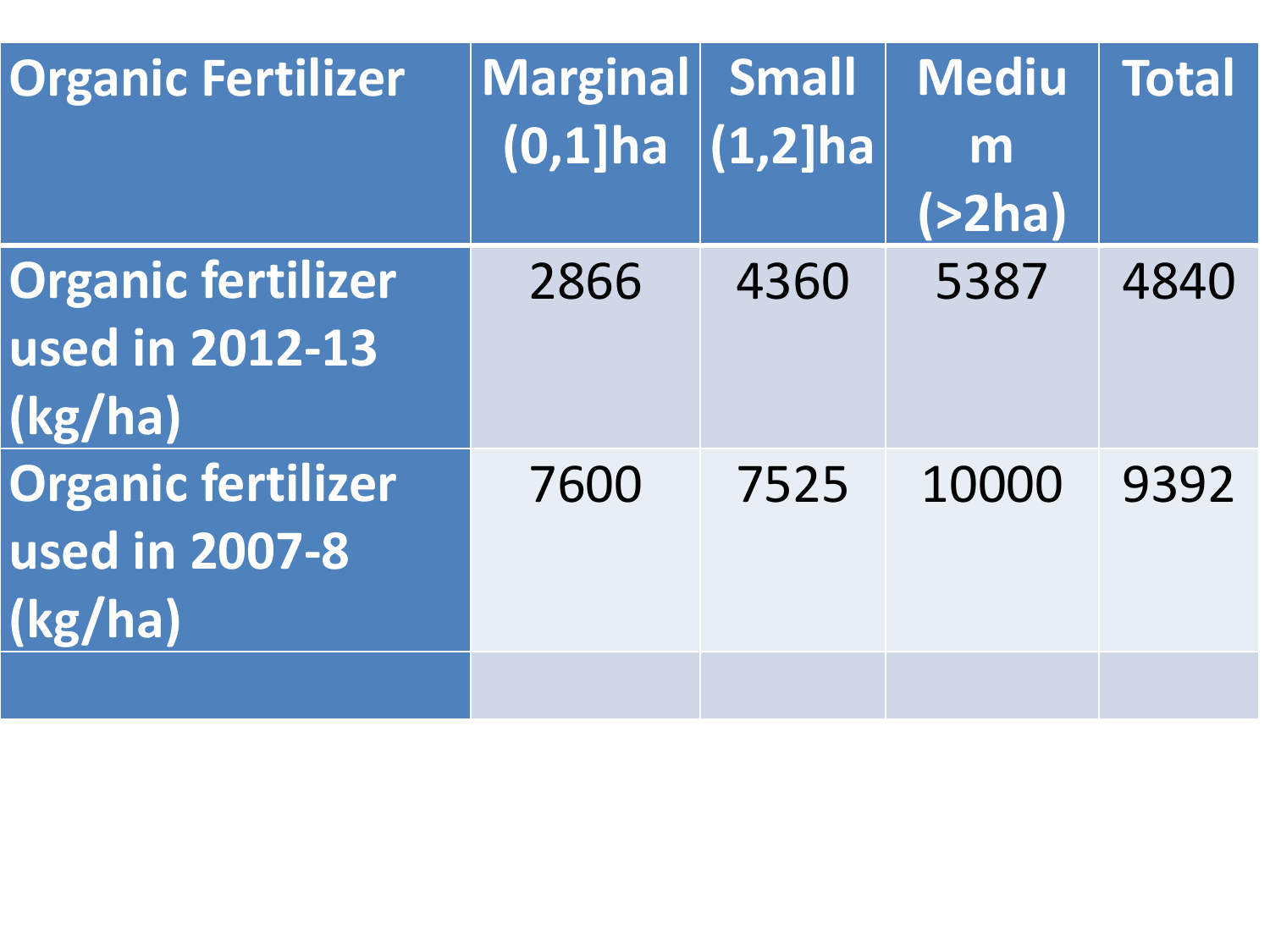| Organic Fertilizer | Marginal (0,1]ha | Small (1,2]ha | Medium (>2ha) | Total |
|---|---|---|---|---|
| Organic fertilizer used in 2012-13 (kg/ha) | 2866 | 4360 | 5387 | 4840 |
| Organic fertilizer used in 2007-8 (kg/ha) | 7600 | 7525 | 10000 | 9392 |
| | | | | |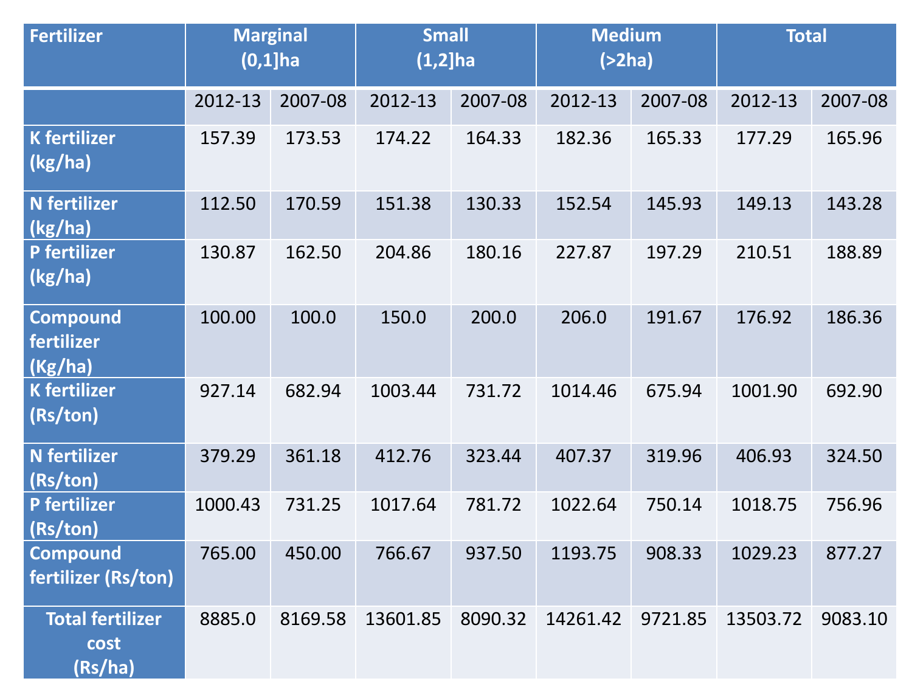| Fertilizer | Marginal (0,1]ha | | Small (1,2]ha | | Medium (>2ha) | | Total | |
|---|---|---|---|---|---|---|---|---|
| | 2012-13 | 2007-08 | 2012-13 | 2007-08 | 2012-13 | 2007-08 | 2012-13 | 2007-08 |
| **K fertilizer (kg/ha)** | 157.39 | 173.53 | 174.22 | 164.33 | 182.36 | 165.33 | 177.29 | 165.96 |
| **N fertilizer (kg/ha)** | 112.50 | 170.59 | 151.38 | 130.33 | 152.54 | 145.93 | 149.13 | 143.28 |
| **P fertilizer (kg/ha)** | 130.87 | 162.50 | 204.86 | 180.16 | 227.87 | 197.29 | 210.51 | 188.89 |
| **Compound fertilizer (Kg/ha)** | 100.00 | 100.0 | 150.0 | 200.0 | 206.0 | 191.67 | 176.92 | 186.36 |
| **K fertilizer (Rs/ton)** | 927.14 | 682.94 | 1003.44 | 731.72 | 1014.46 | 675.94 | 1001.90 | 692.90 |
| **N fertilizer (Rs/ton)** | 379.29 | 361.18 | 412.76 | 323.44 | 407.37 | 319.96 | 406.93 | 324.50 |
| **P fertilizer (Rs/ton)** | 1000.43 | 731.25 | 1017.64 | 781.72 | 1022.64 | 750.14 | 1018.75 | 756.96 |
| **Compound fertilizer (Rs/ton)** | 765.00 | 450.00 | 766.67 | 937.50 | 1193.75 | 908.33 | 1029.23 | 877.27 |
| **Total fertilizer cost (Rs/ha)** | 8885.0 | 8169.58 | 13601.85 | 8090.32 | 14261.42 | 9721.85 | 13503.72 | 9083.10 |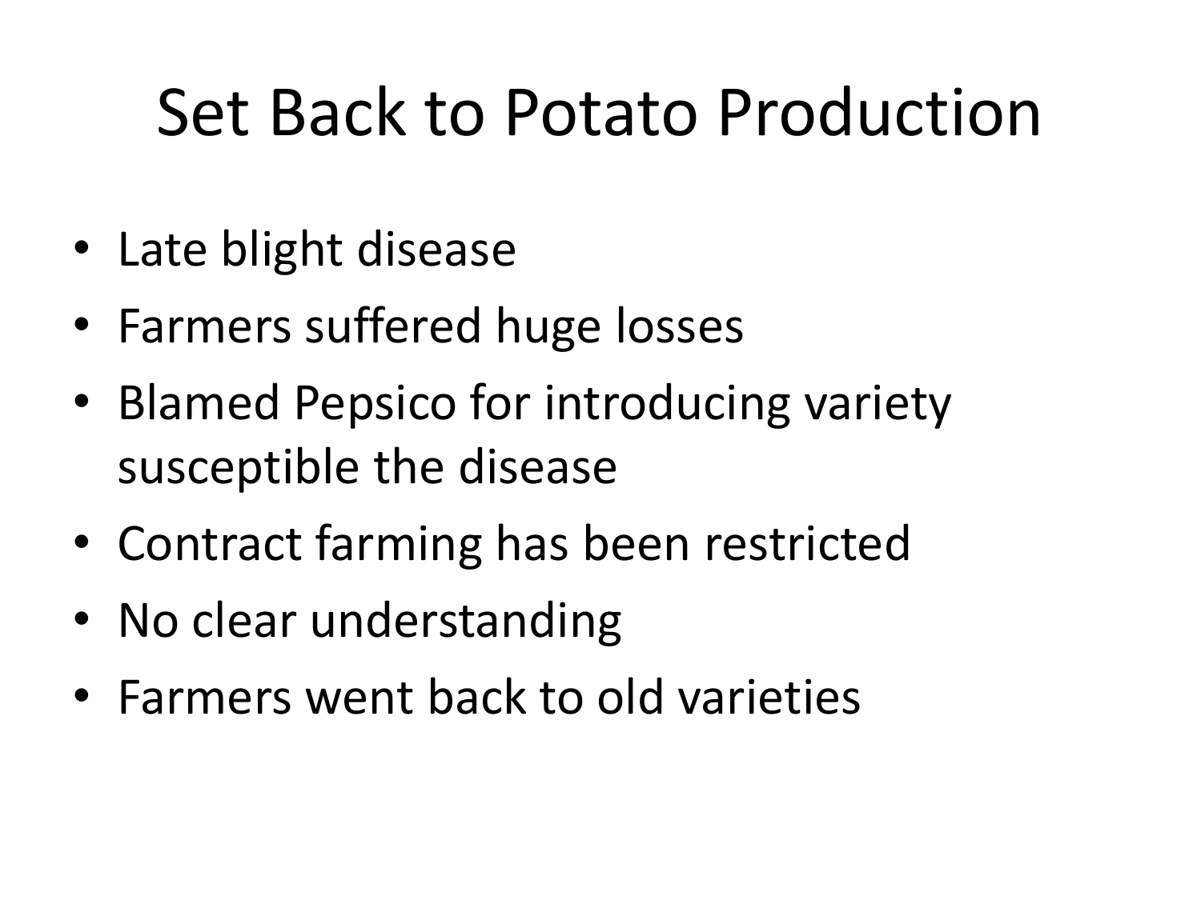# Set Back to Potato Production

- Late blight disease
- Farmers suffered huge losses
- Blamed Pepsico for introducing variety susceptible the disease
- Contract farming has been restricted
- No clear understanding
- Farmers went back to old varieties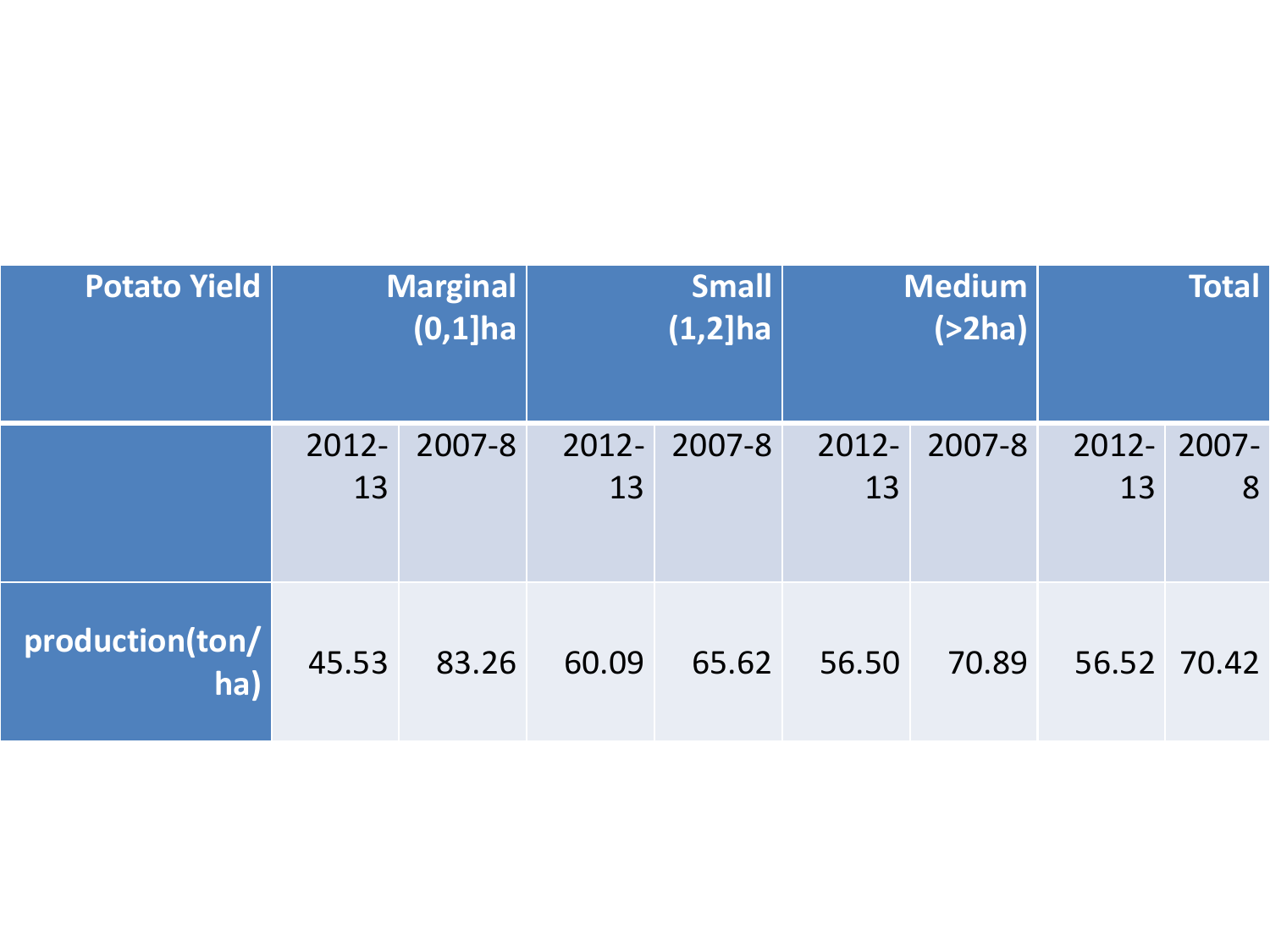| Potato Yield | Marginal (0,1]ha | | Small (1,2]ha | | Medium (>2ha) | | Total | |
|---|---|---|---|---|---|---|---|---|
| | 2012-13 | 2007-8 | 2012-13 | 2007-8 | 2012-13 | 2007-8 | 2012-13 | 2007-8 |
| production(ton/ha) | 45.53 | 83.26 | 60.09 | 65.62 | 56.50 | 70.89 | 56.52 | 70.42 |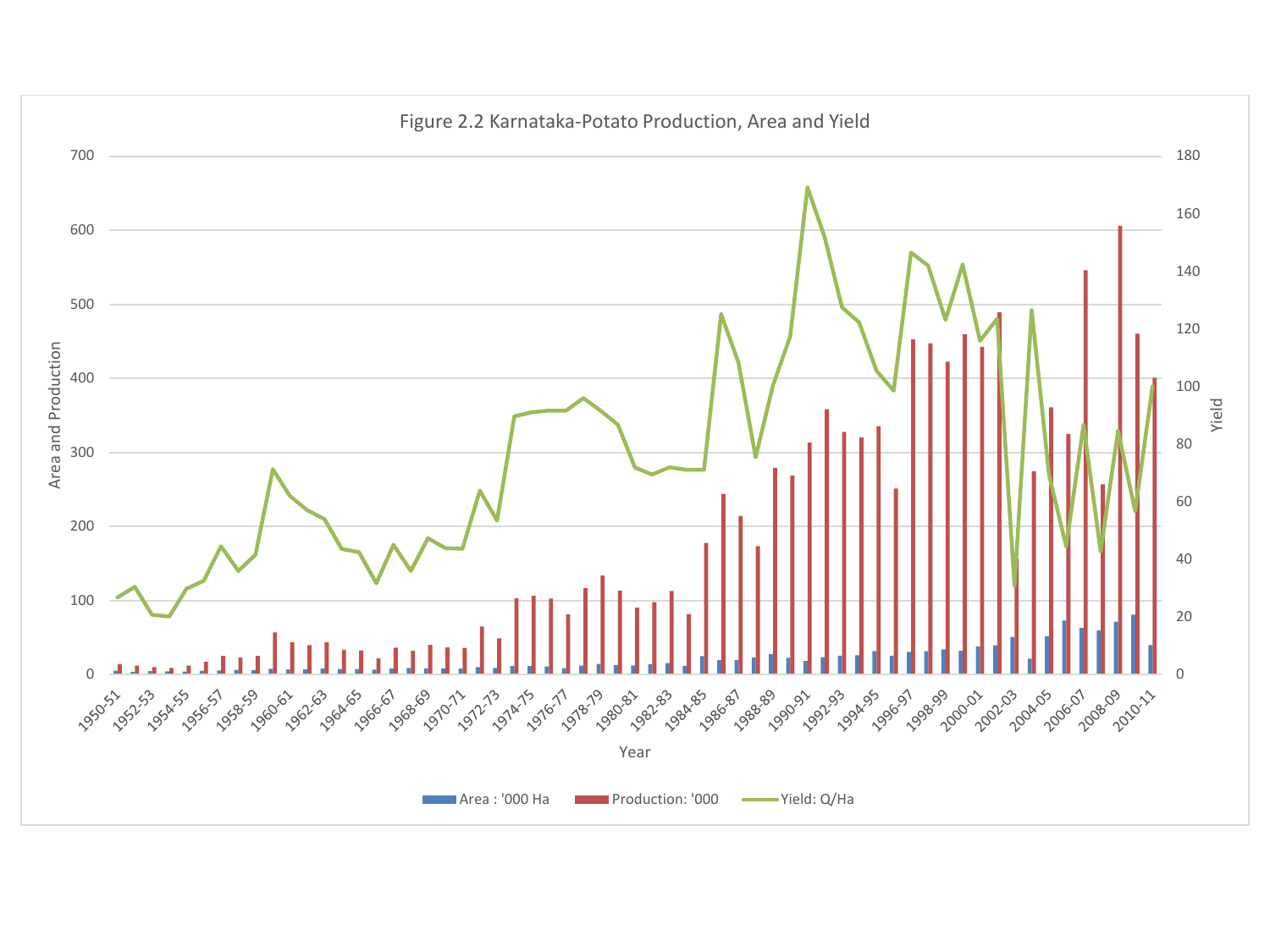Figure 2.2 Karnataka-Potato Production, Area and Yield

Area and Production

700
600
500
400
300
200
100
0

Yield

180
160
140
120
100
80
60
40
20
0

1950-51
1952-53
1954-55
1956-57
1958-59
1960-61
1962-63
1964-65
1966-67
1968-69
1970-71
1972-73
1974-75
1976-77
1978-79
1980-81
1982-83
1984-85
1986-87
1988-89
1990-91
1992-93
1994-95
1996-97
1998-99
2000-01
2002-03
2004-05
2006-07
2008-09
2010-11

Year

Area : '000 Ha
Production: '000
Yield: Q/Ha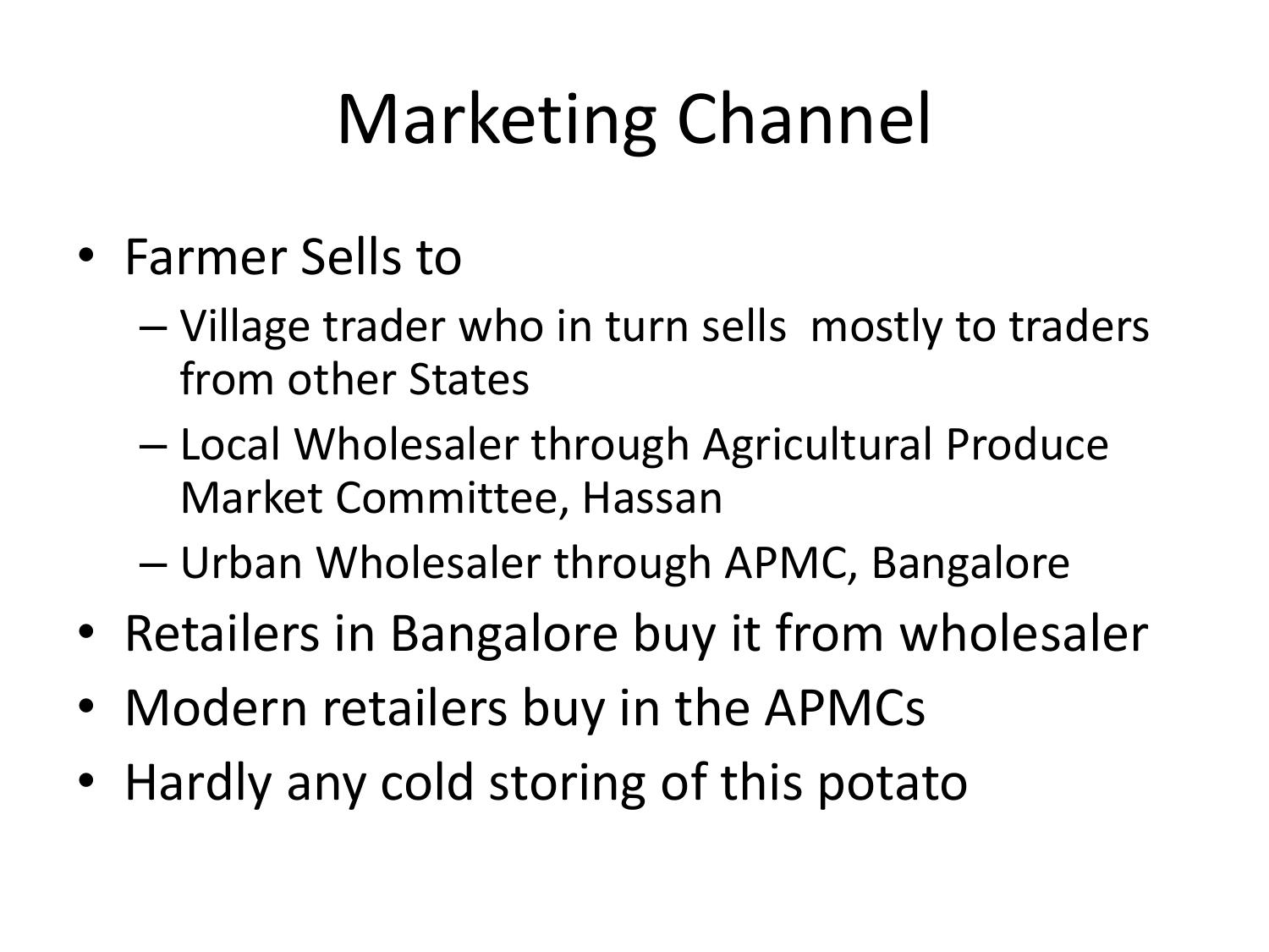# Marketing Channel

- Farmer Sells to
  - Village trader who in turn sells mostly to traders from other States
  - Local Wholesaler through Agricultural Produce Market Committee, Hassan
  - Urban Wholesaler through APMC, Bangalore
- Retailers in Bangalore buy it from wholesaler
- Modern retailers buy in the APMCs
- Hardly any cold storing of this potato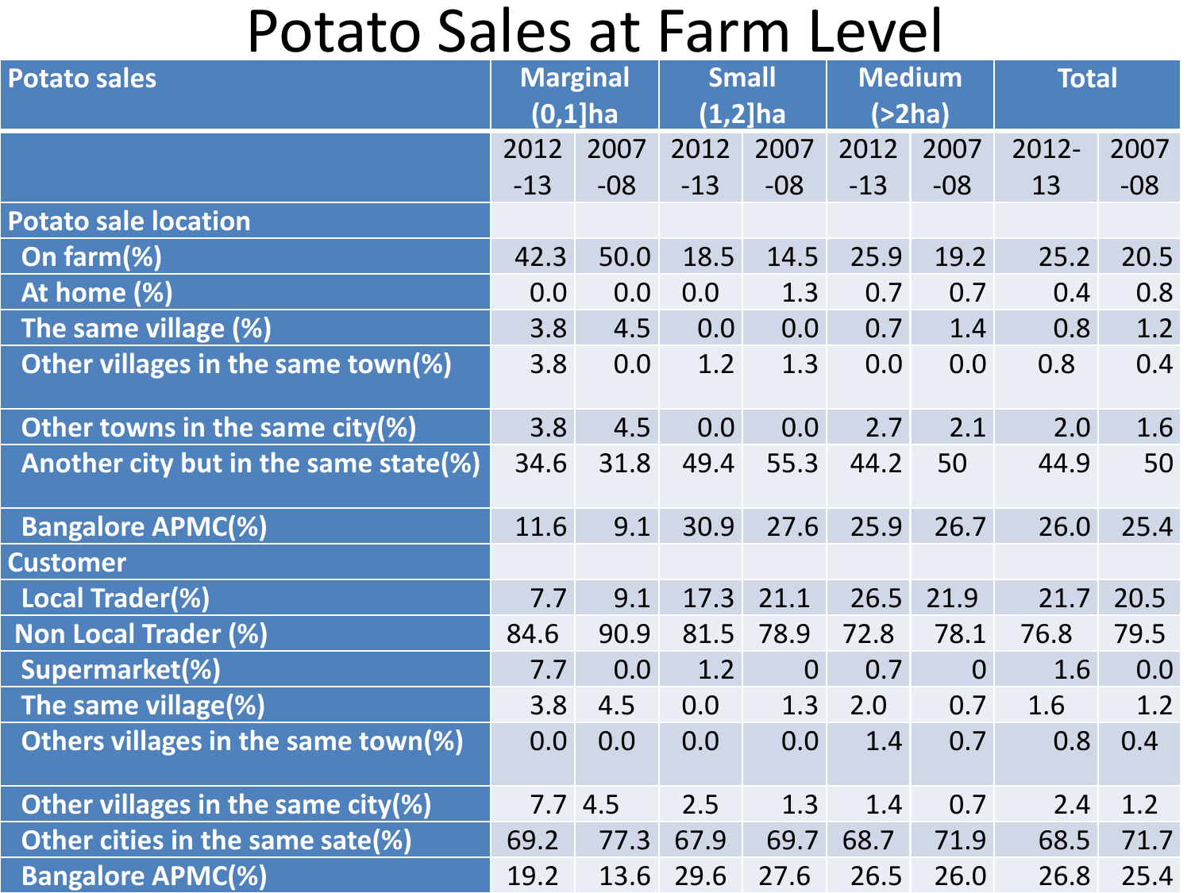# Potato Sales at Farm Level

| Potato sales | Marginal (0,1]ha | | Small (1,2]ha | | Medium (>2ha) | | Total | |
|---|---|---|---|---|---|---|---|---|
| | 2012-13 | 2007-08 | 2012-13 | 2007-08 | 2012-13 | 2007-08 | 2012-13 | 2007-08 |
| Potato sale location | | | | | | | | |
| On farm(%) | 42.3 | 50.0 | 18.5 | 14.5 | 25.9 | 19.2 | 25.2 | 20.5 |
| At home (%) | 0.0 | 0.0 | 0.0 | 1.3 | 0.7 | 0.7 | 0.4 | 0.8 |
| The same village (%) | 3.8 | 4.5 | 0.0 | 0.0 | 0.7 | 1.4 | 0.8 | 1.2 |
| Other villages in the same town(%) | 3.8 | 0.0 | 1.2 | 1.3 | 0.0 | 0.0 | 0.8 | 0.4 |
| Other towns in the same city(%) | 3.8 | 4.5 | 0.0 | 0.0 | 2.7 | 2.1 | 2.0 | 1.6 |
| Another city but in the same state(%) | 34.6 | 31.8 | 49.4 | 55.3 | 44.2 | 50 | 44.9 | 50 |
| Bangalore APMC(%) | 11.6 | 9.1 | 30.9 | 27.6 | 25.9 | 26.7 | 26.0 | 25.4 |
| Customer | | | | | | | | |
| Local Trader(%) | 7.7 | 9.1 | 17.3 | 21.1 | 26.5 | 21.9 | 21.7 | 20.5 |
| Non Local Trader (%) | 84.6 | 90.9 | 81.5 | 78.9 | 72.8 | 78.1 | 76.8 | 79.5 |
| Supermarket(%) | 7.7 | 0.0 | 1.2 | 0 | 0.7 | 0 | 1.6 | 0.0 |
| The same village(%) | 3.8 | 4.5 | 0.0 | 1.3 | 2.0 | 0.7 | 1.6 | 1.2 |
| Others villages in the same town(%) | 0.0 | 0.0 | 0.0 | 0.0 | 1.4 | 0.7 | 0.8 | 0.4 |
| Other villages in the same city(%) | 7.7 | 4.5 | 2.5 | 1.3 | 1.4 | 0.7 | 2.4 | 1.2 |
| Other cities in the same sate(%) | 69.2 | 77.3 | 67.9 | 69.7 | 68.7 | 71.9 | 68.5 | 71.7 |
| Bangalore APMC(%) | 19.2 | 13.6 | 29.6 | 27.6 | 26.5 | 26.0 | 26.8 | 25.4 |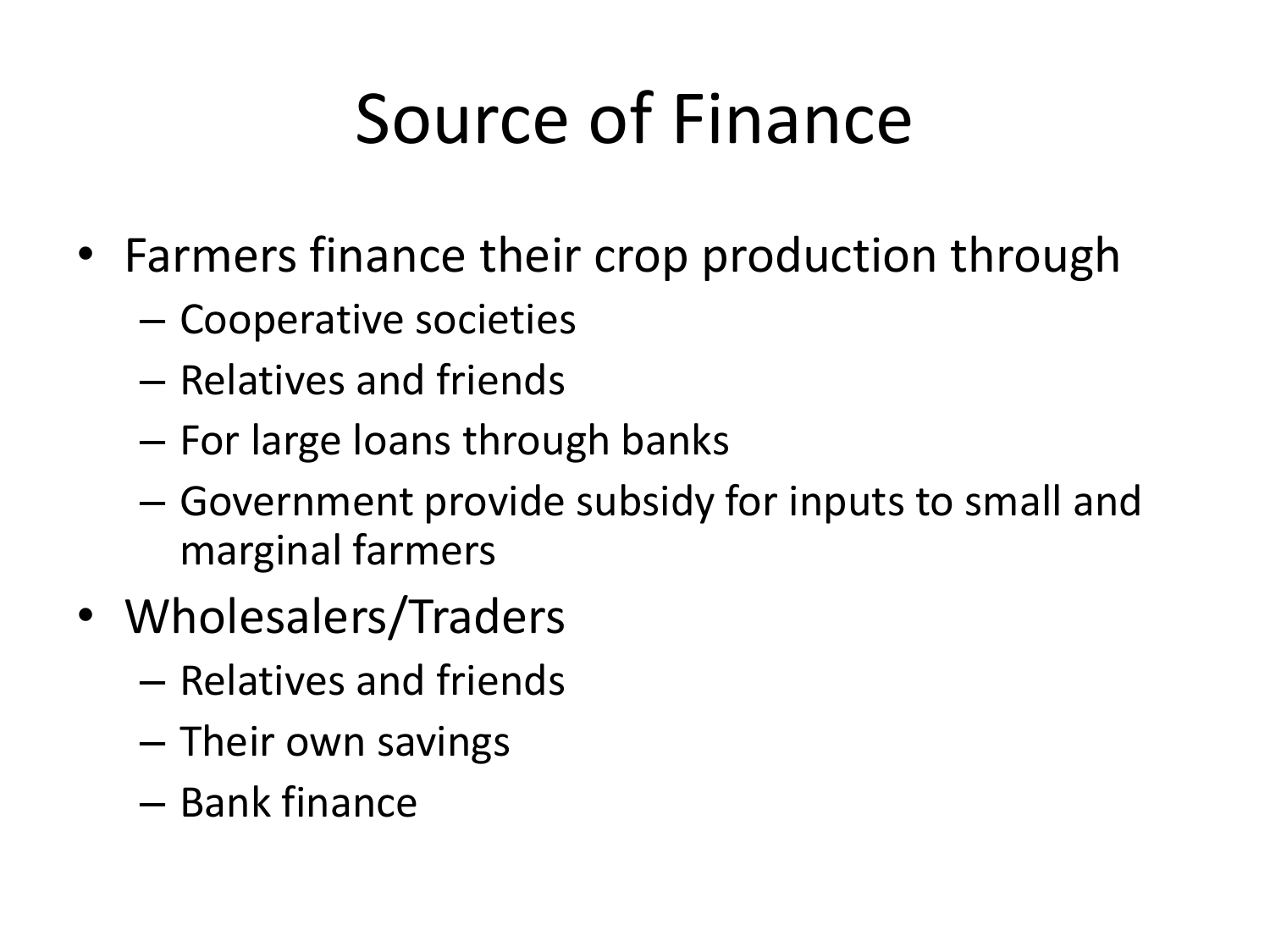# Source of Finance

- Farmers finance their crop production through
  - Cooperative societies
  - Relatives and friends
  - For large loans through banks
  - Government provide subsidy for inputs to small and marginal farmers
- Wholesalers/Traders
  - Relatives and friends
  - Their own savings
  - Bank finance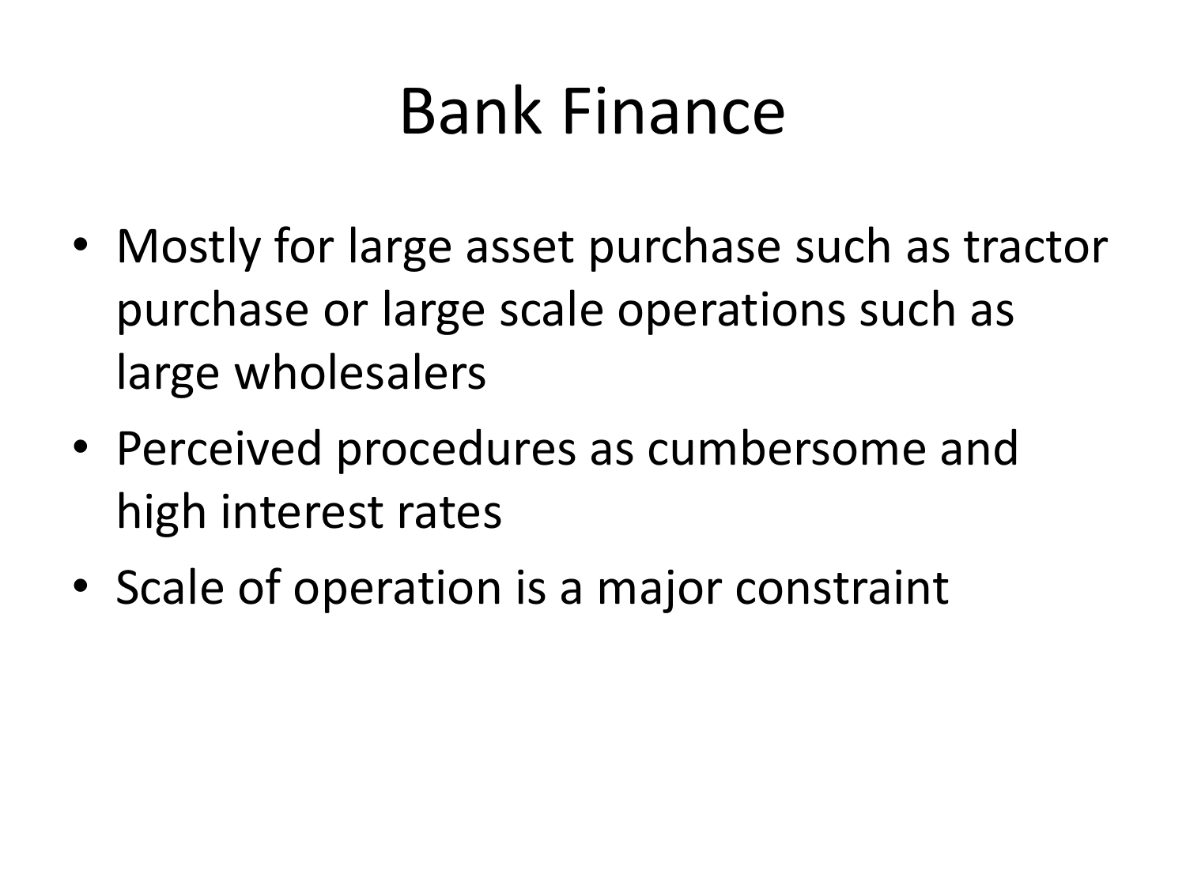# Bank Finance

- Mostly for large asset purchase such as tractor purchase or large scale operations such as large wholesalers
- Perceived procedures as cumbersome and high interest rates
- Scale of operation is a major constraint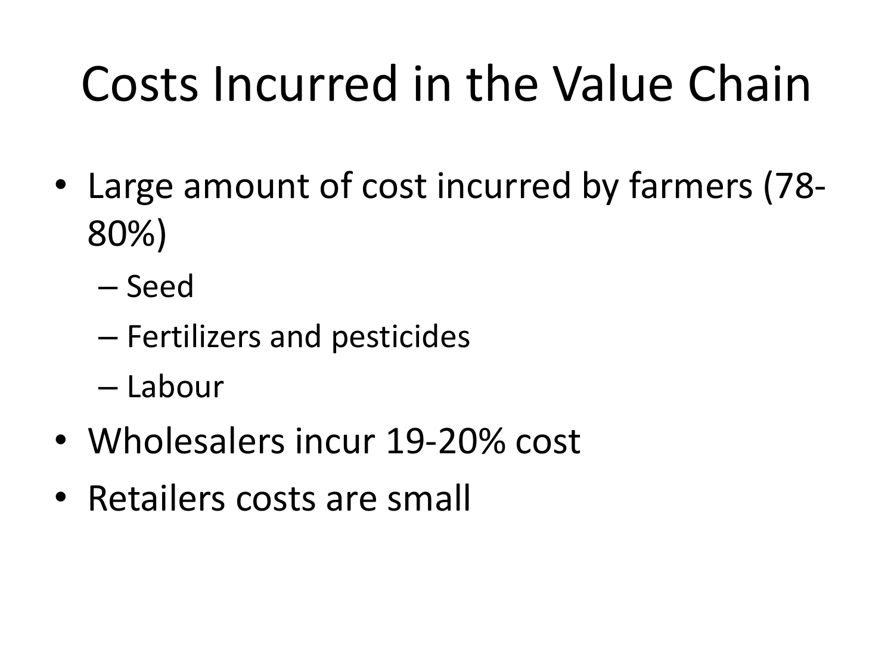# Costs Incurred in the Value Chain

- Large amount of cost incurred by farmers (78-80%)
  - Seed
  - Fertilizers and pesticides
  - Labour
- Wholesalers incur 19-20% cost
- Retailers costs are small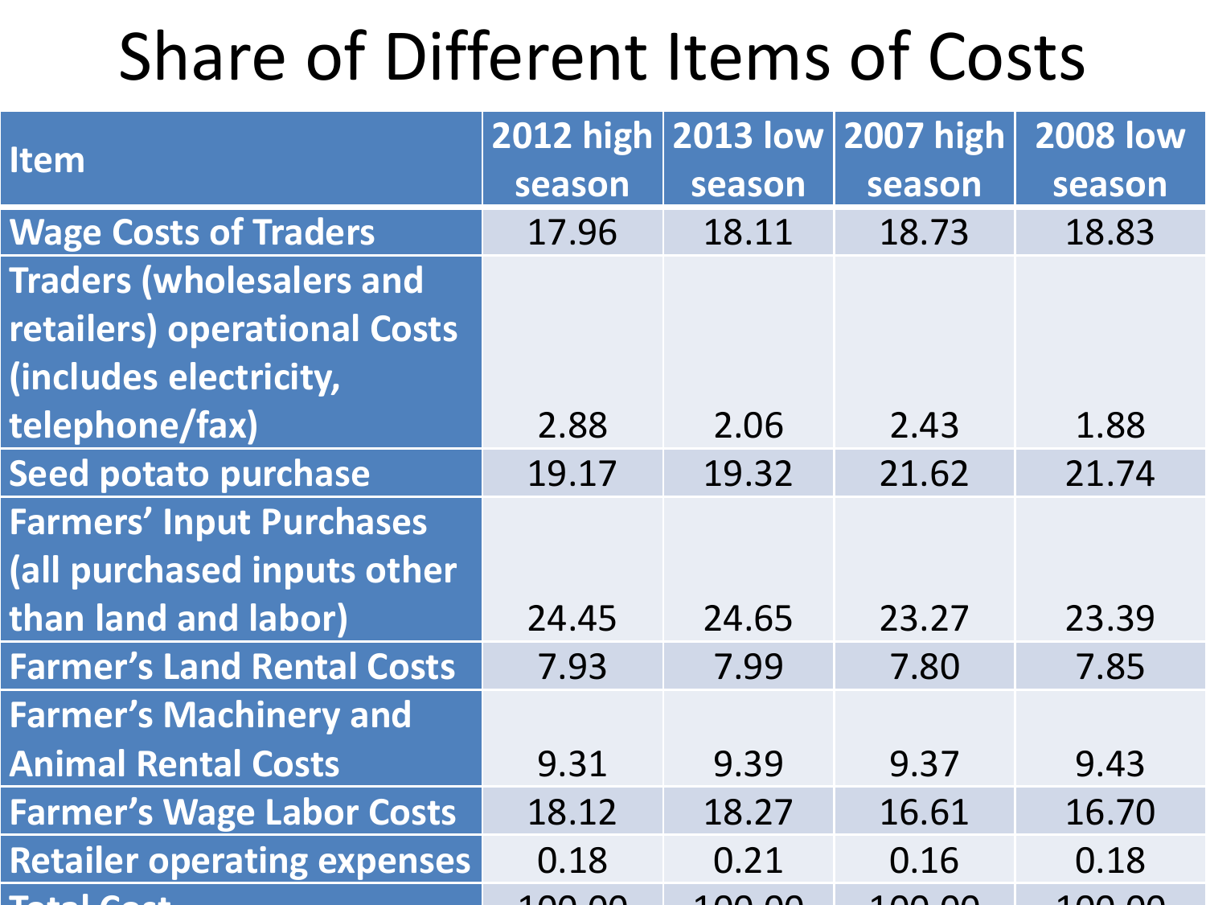# Share of Different Items of Costs

| Item | 2012 high season | 2013 low season | 2007 high season | 2008 low season |
|---|---|---|---|---|
| Wage Costs of Traders | 17.96 | 18.11 | 18.73 | 18.83 |
| Traders (wholesalers and retailers) operational Costs (includes electricity, telephone/fax) | 2.88 | 2.06 | 2.43 | 1.88 |
| Seed potato purchase | 19.17 | 19.32 | 21.62 | 21.74 |
| Farmers' Input Purchases (all purchased inputs other than land and labor) | 24.45 | 24.65 | 23.27 | 23.39 |
| Farmer's Land Rental Costs | 7.93 | 7.99 | 7.80 | 7.85 |
| Farmer's Machinery and Animal Rental Costs | 9.31 | 9.39 | 9.37 | 9.43 |
| Farmer's Wage Labor Costs | 18.12 | 18.27 | 16.61 | 16.70 |
| Retailer operating expenses | 0.18 | 0.21 | 0.16 | 0.18 |
| Total Cost | 100.00 | 100.00 | 100.00 | 100.00 |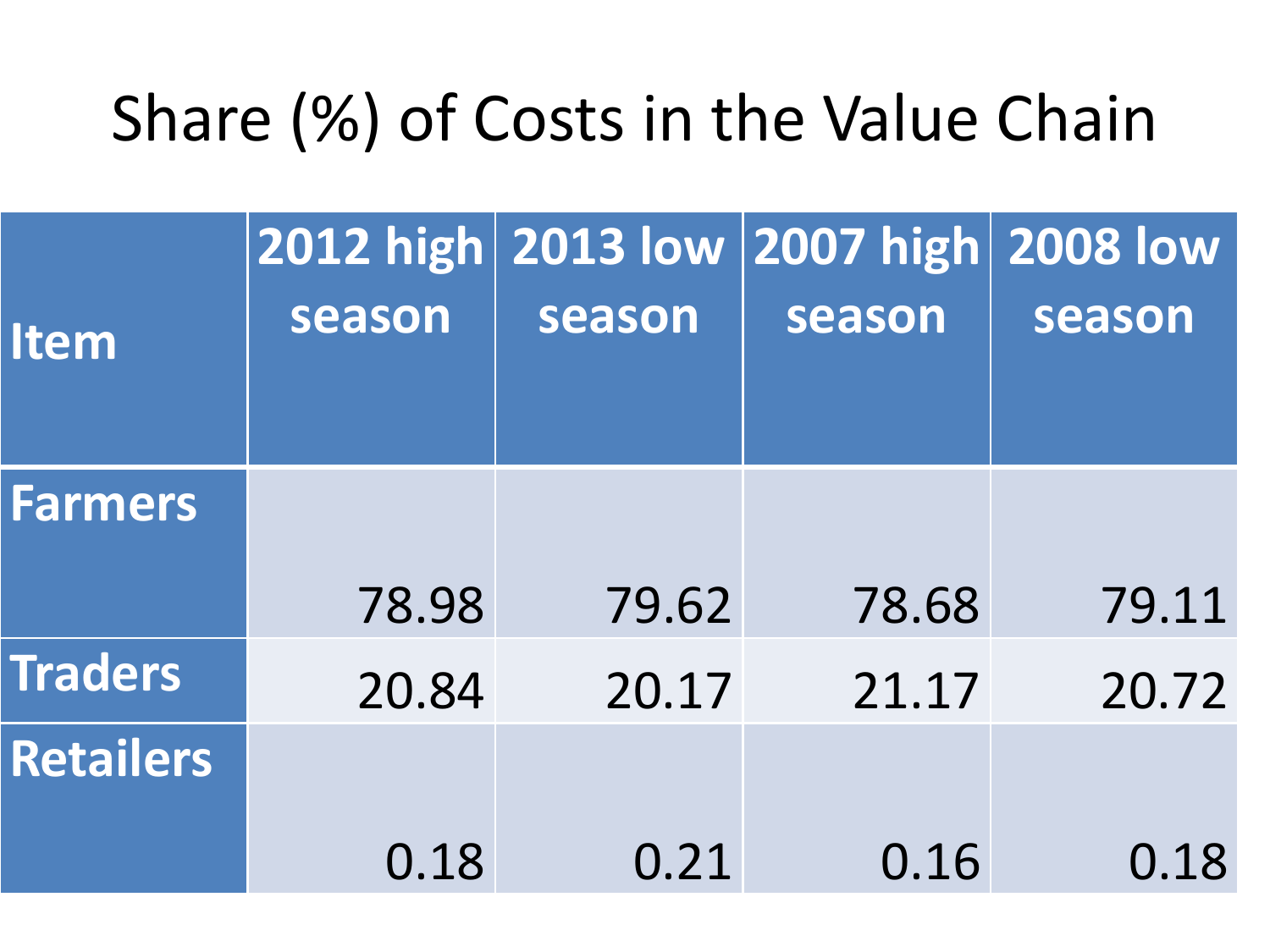# Share (%) of Costs in the Value Chain

| Item | 2012 high season | 2013 low season | 2007 high season | 2008 low season |
|---|---|---|---|---|
| Farmers | 78.98 | 79.62 | 78.68 | 79.11 |
| Traders | 20.84 | 20.17 | 21.17 | 20.72 |
| Retailers | 0.18 | 0.21 | 0.16 | 0.18 |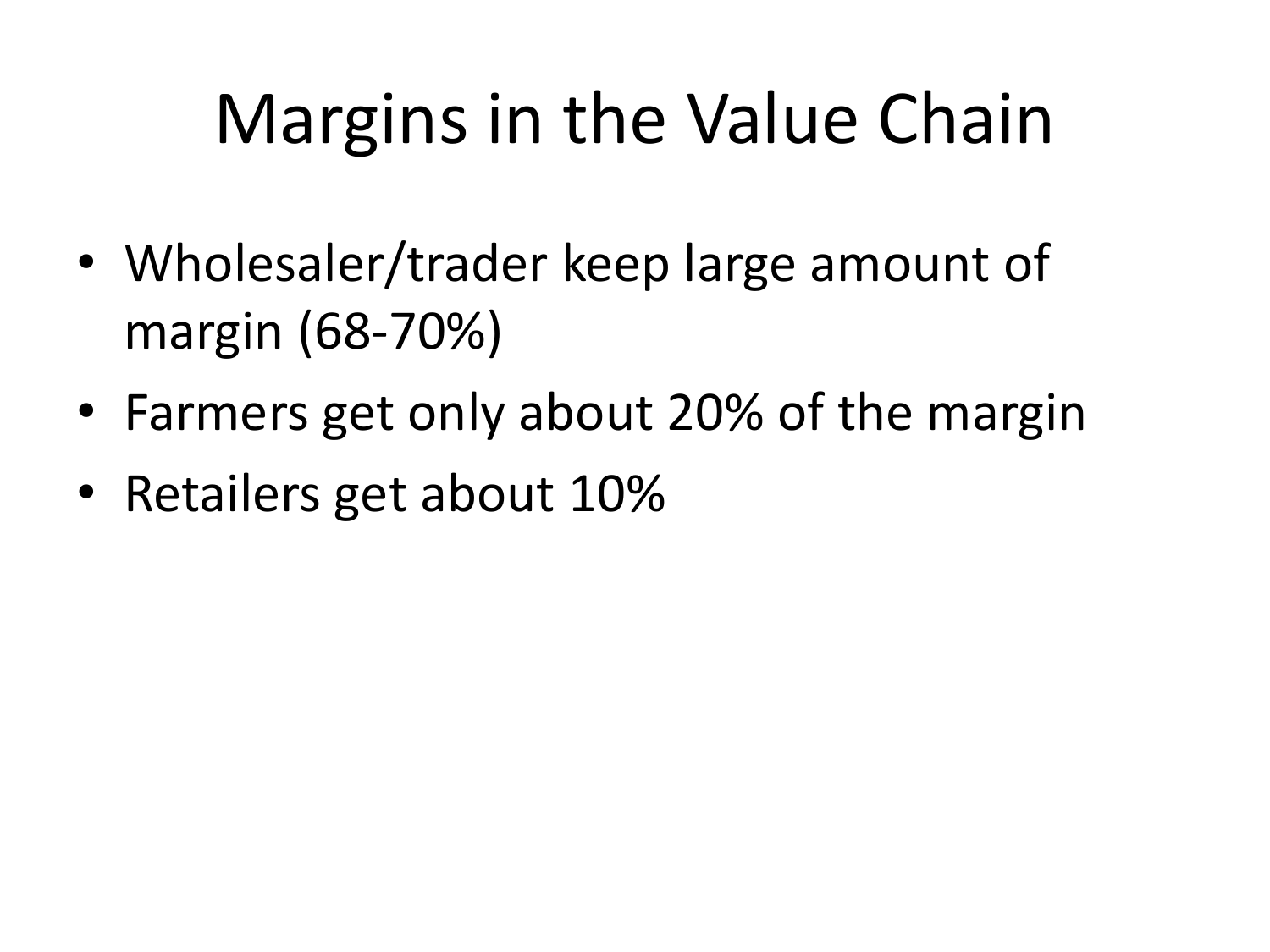# Margins in the Value Chain

- Wholesaler/trader keep large amount of margin (68-70%)
- Farmers get only about 20% of the margin
- Retailers get about 10%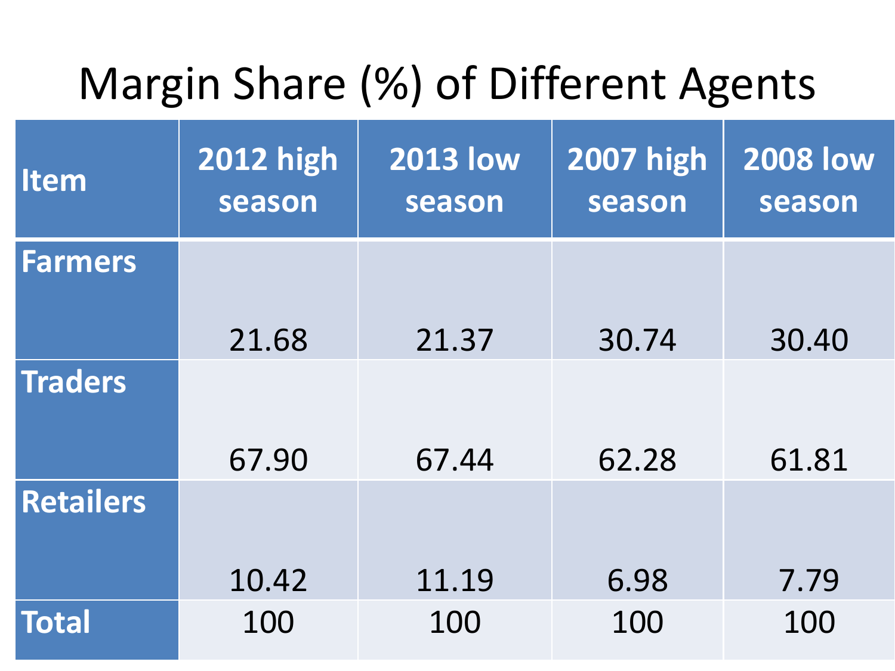# Margin Share (%) of Different Agents

| Item | 2012 high season | 2013 low season | 2007 high season | 2008 low season |
|---|---|---|---|---|
| **Farmers** | 21.68 | 21.37 | 30.74 | 30.40 |
| **Traders** | 67.90 | 67.44 | 62.28 | 61.81 |
| **Retailers** | 10.42 | 11.19 | 6.98 | 7.79 |
| **Total** | 100 | 100 | 100 | 100 |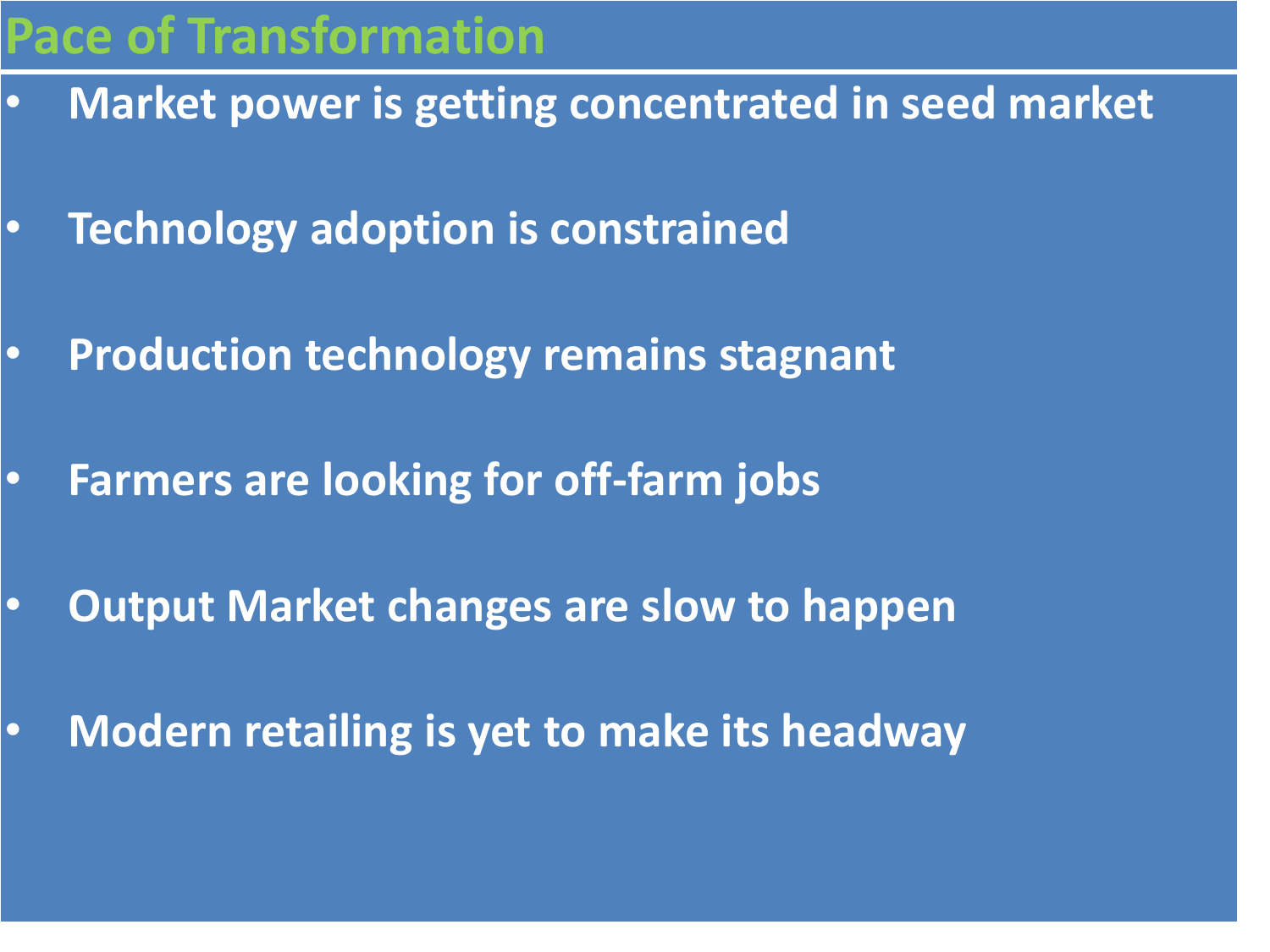# Pace of Transformation

- **Market power is getting concentrated in seed market**
- **Technology adoption is constrained**
- **Production technology remains stagnant**
- **Farmers are looking for off-farm jobs**
- **Output Market changes are slow to happen**
- **Modern retailing is yet to make its headway**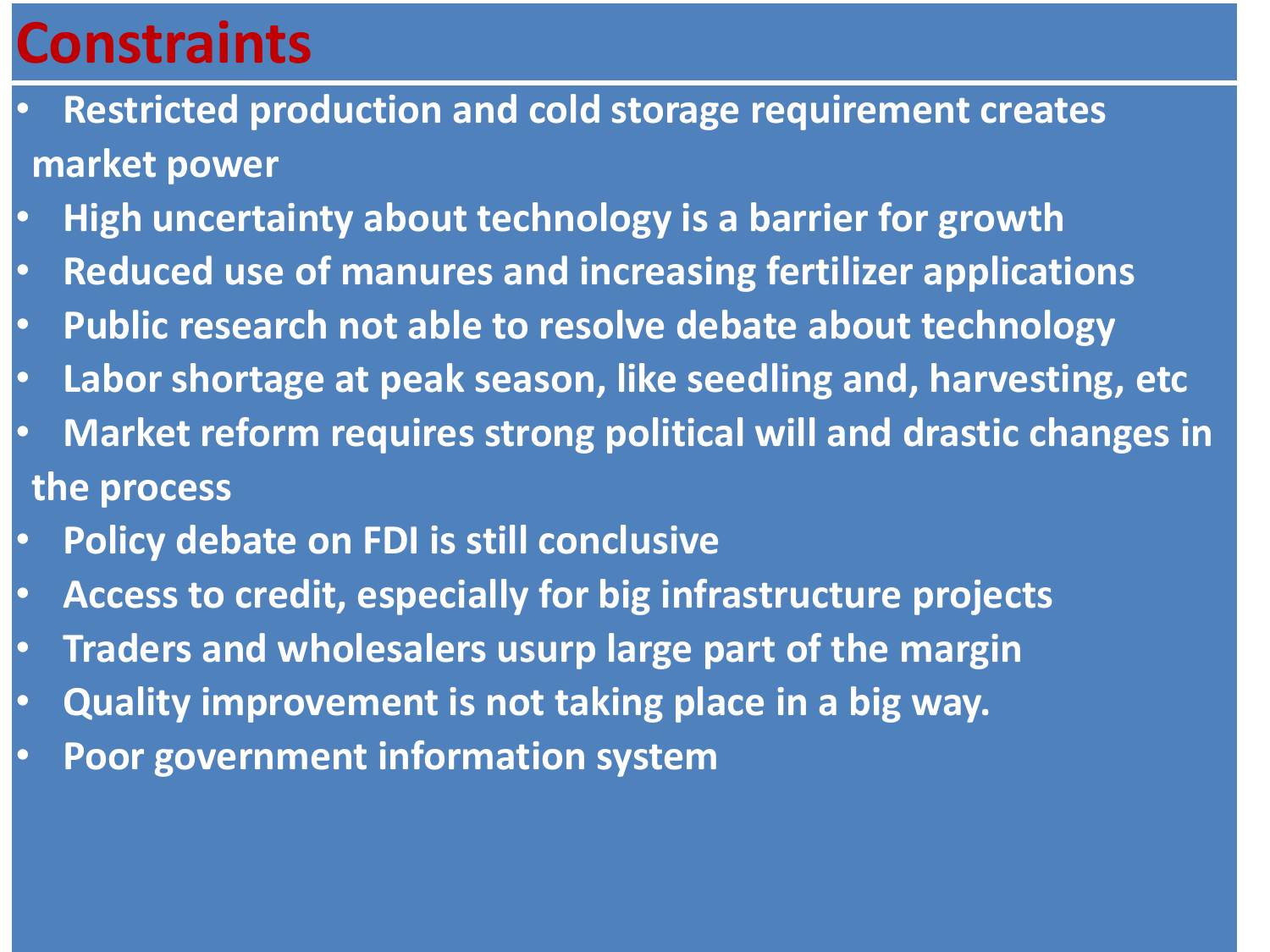# Constraints

- Restricted production and cold storage requirement creates market power
- High uncertainty about technology is a barrier for growth
- Reduced use of manures and increasing fertilizer applications
- Public research not able to resolve debate about technology
- Labor shortage at peak season, like seedling and, harvesting, etc
- Market reform requires strong political will and drastic changes in the process
- Policy debate on FDI is still conclusive
- Access to credit, especially for big infrastructure projects
- Traders and wholesalers usurp large part of the margin
- Quality improvement is not taking place in a big way.
- Poor government information system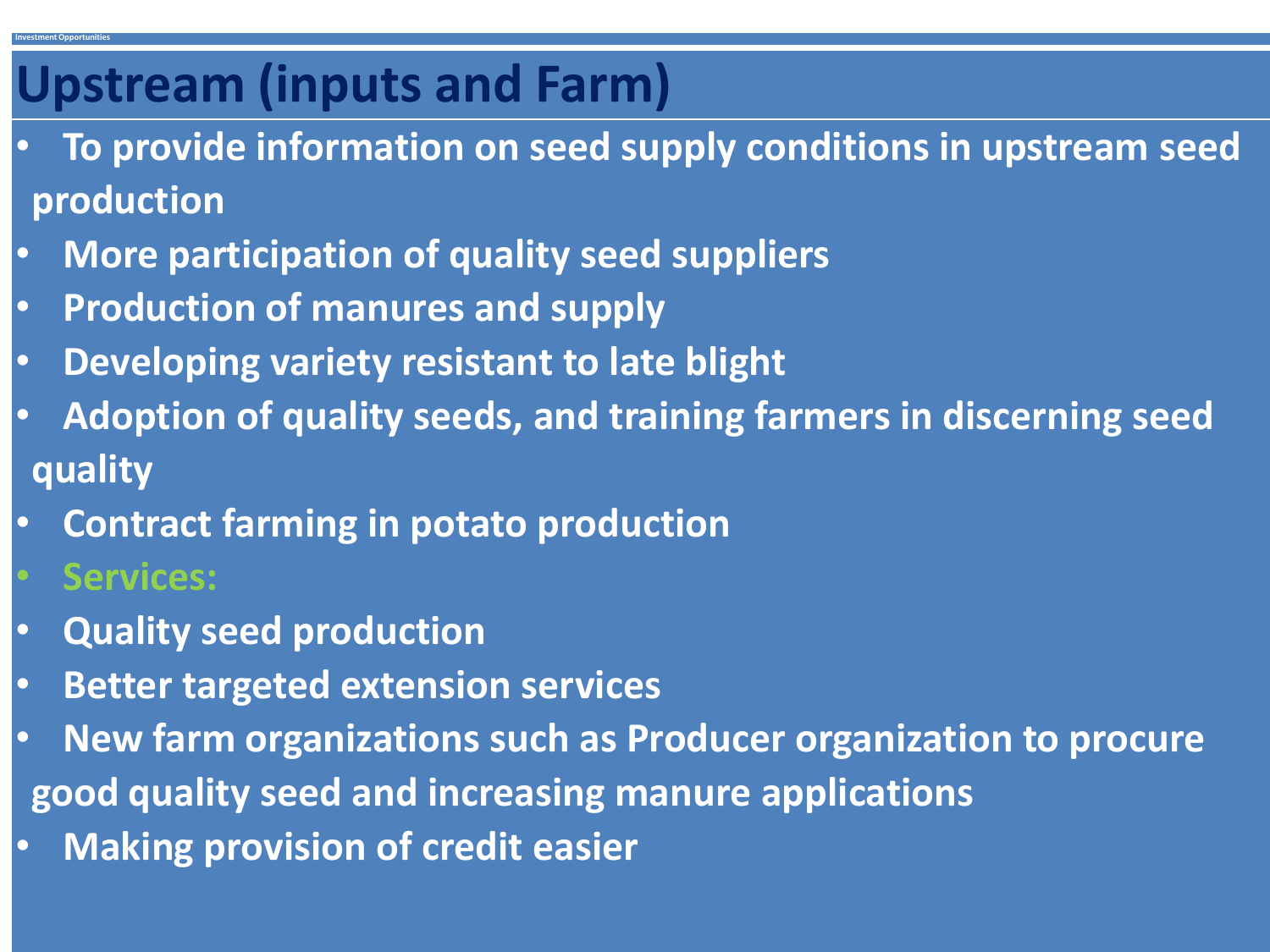# Upstream (inputs and Farm)

- To provide information on seed supply conditions in upstream seed production
- More participation of quality seed suppliers
- Production of manures and supply
- Developing variety resistant to late blight
- Adoption of quality seeds, and training farmers in discerning seed quality
- Contract farming in potato production
- Services:
- Quality seed production
- Better targeted extension services
- New farm organizations such as Producer organization to procure good quality seed and increasing manure applications
- Making provision of credit easier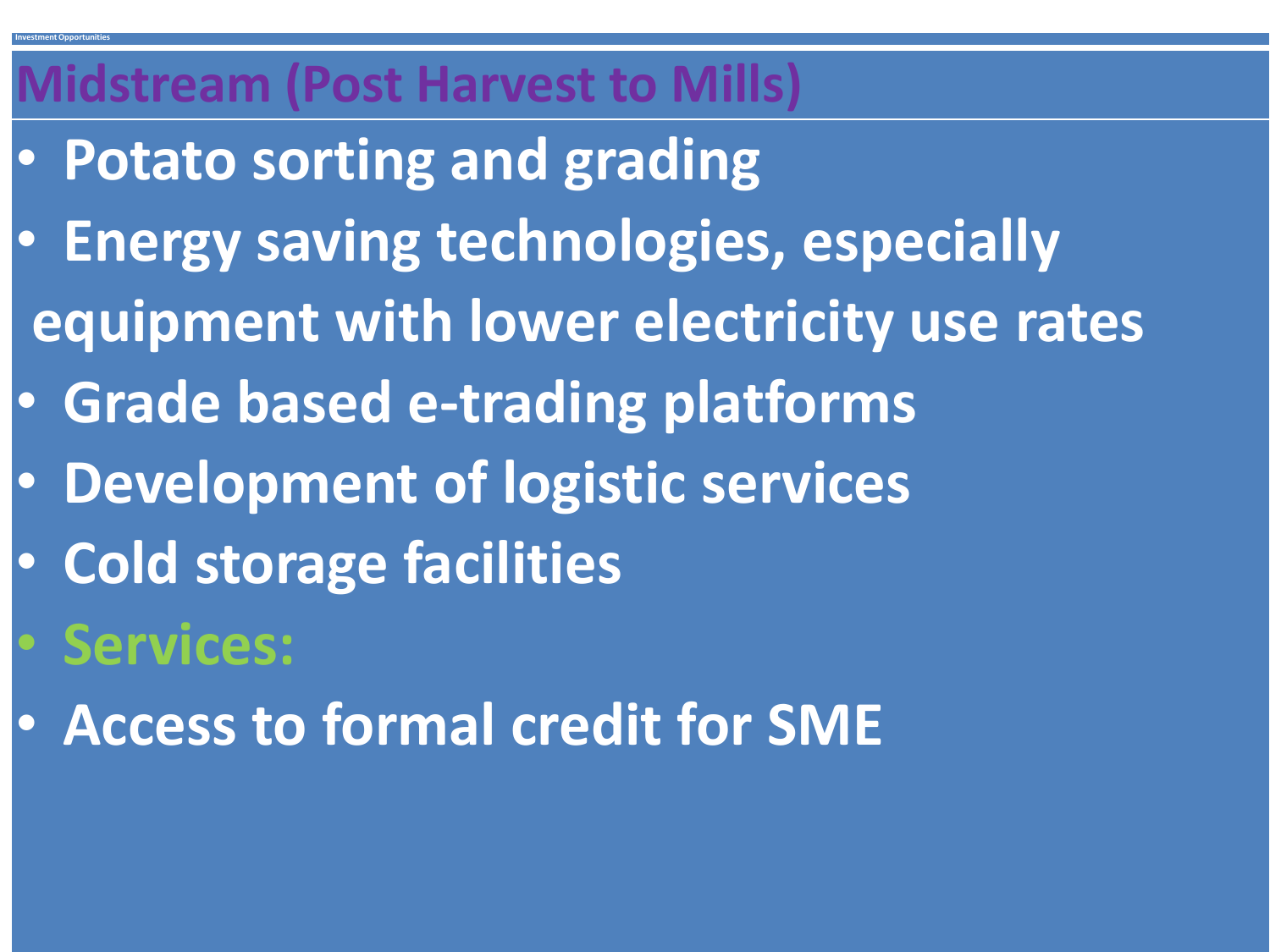# Midstream (Post Harvest to Mills)

- **Potato sorting and grading**
- **Energy saving technologies, especially equipment with lower electricity use rates**
- **Grade based e-trading platforms**
- **Development of logistic services**
- **Cold storage facilities**
- **Services:**
- **Access to formal credit for SME**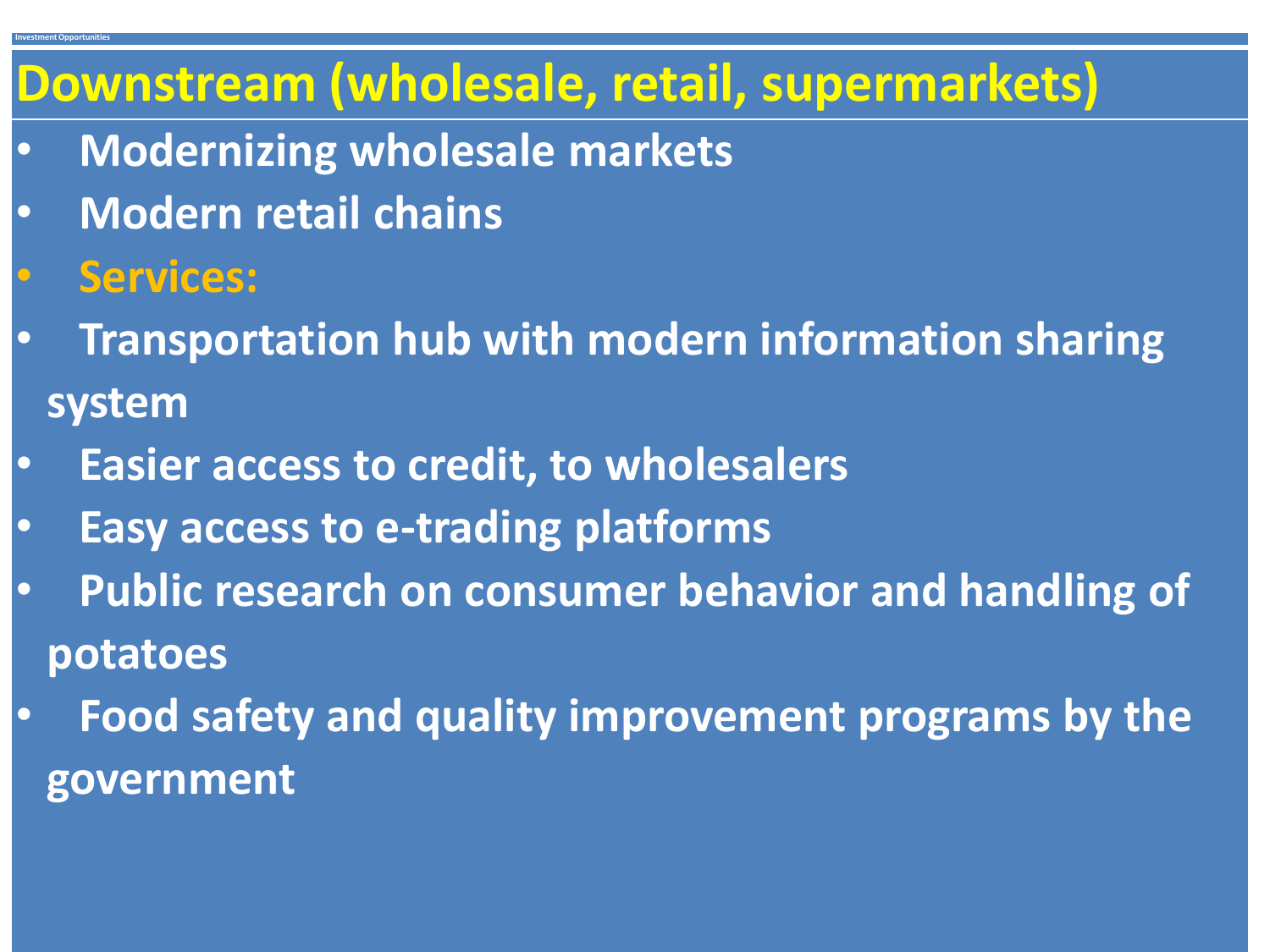## Downstream (wholesale, retail, supermarkets)

- Modernizing wholesale markets
- Modern retail chains
- Services:
- Transportation hub with modern information sharing system
- Easier access to credit, to wholesalers
- Easy access to e-trading platforms
- Public research on consumer behavior and handling of potatoes
- Food safety and quality improvement programs by the government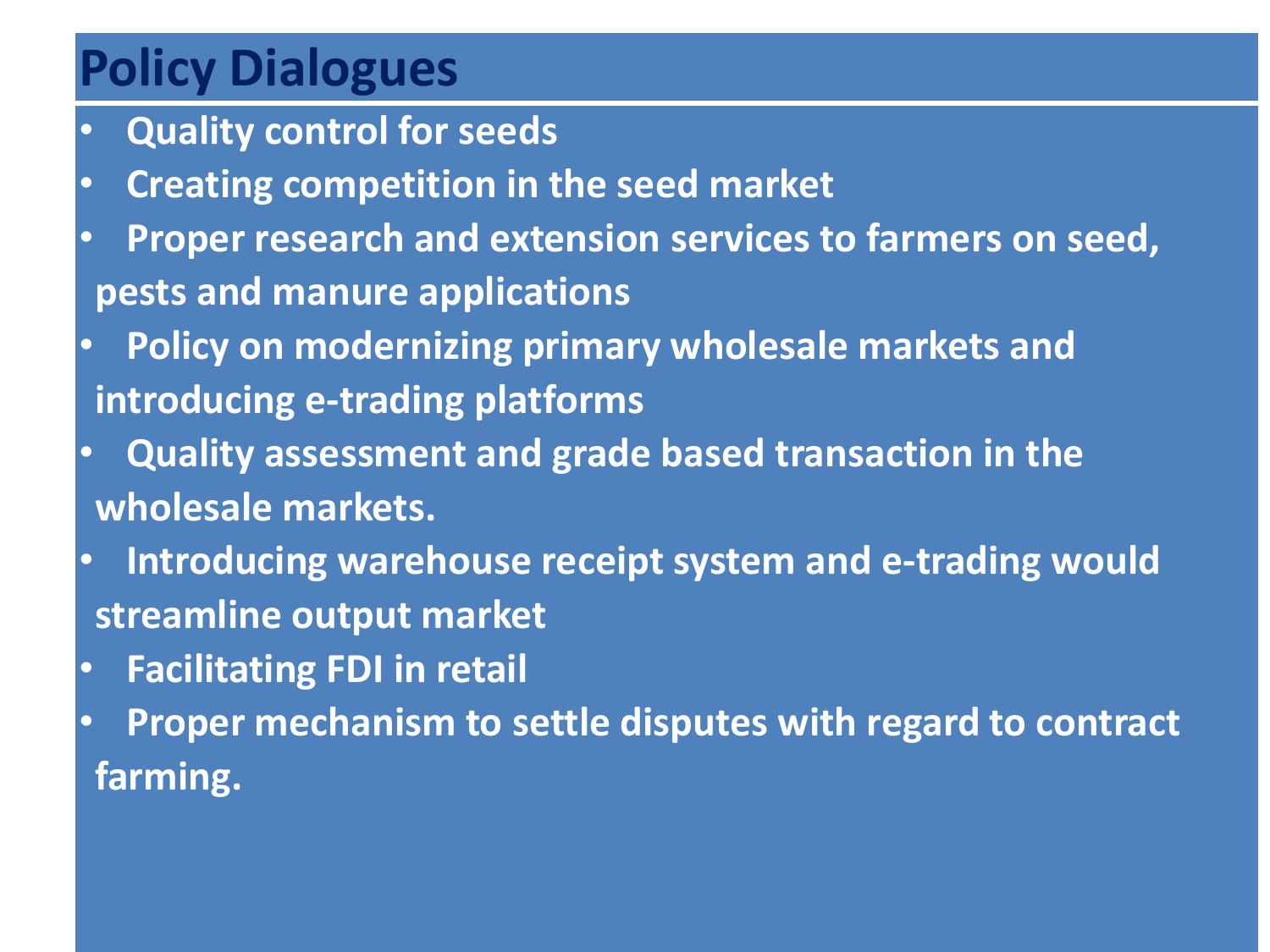# Policy Dialogues

- **Quality control for seeds**
- **Creating competition in the seed market**
- **Proper research and extension services to farmers on seed, pests and manure applications**
- **Policy on modernizing primary wholesale markets and introducing e-trading platforms**
- **Quality assessment and grade based transaction in the wholesale markets.**
- **Introducing warehouse receipt system and e-trading would streamline output market**
- **Facilitating FDI in retail**
- **Proper mechanism to settle disputes with regard to contract farming.**